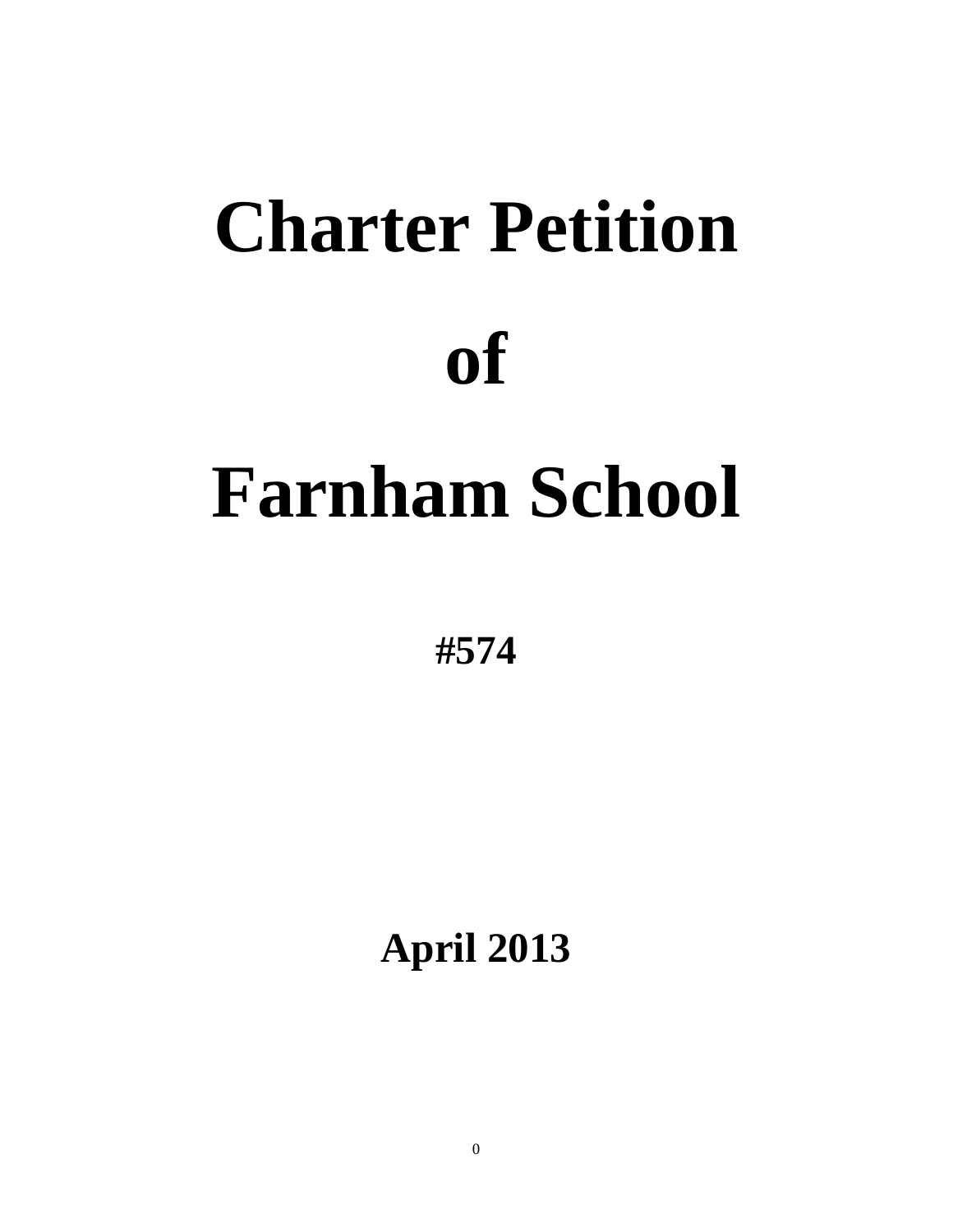# Charter Petition

# of

# Farnham School

**#574**

**April 2013**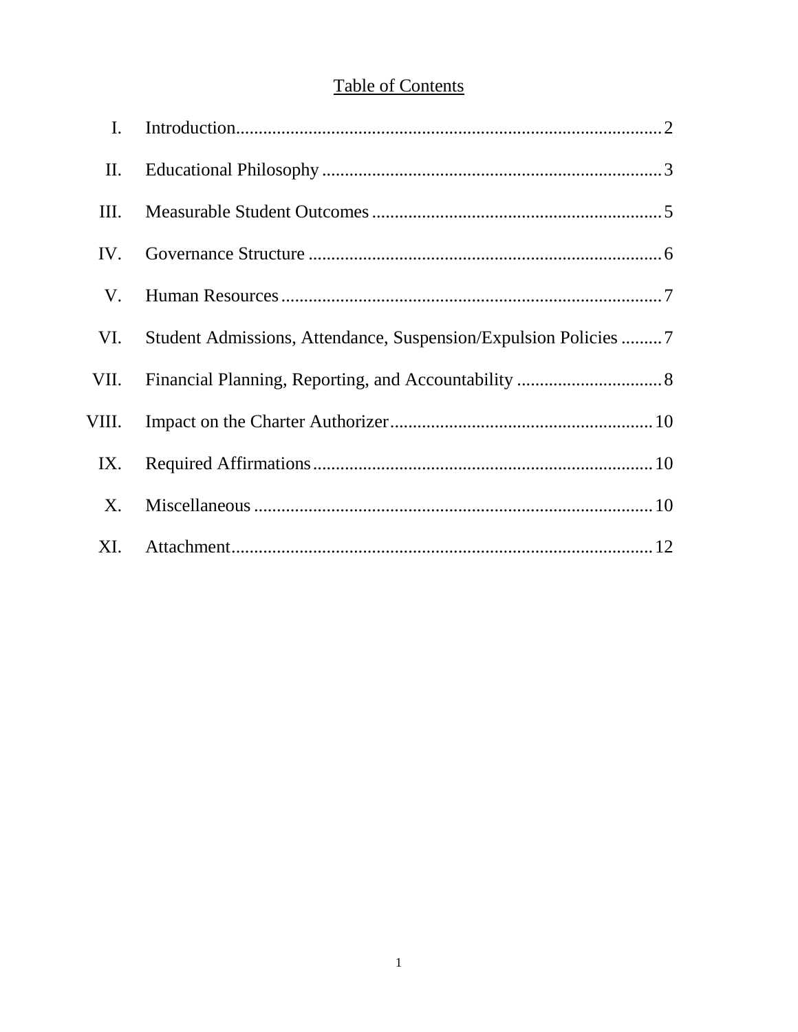# Table of Contents

| | | |
|---|---|---|
| I. | Introduction | 2 |
| II. | Educational Philosophy | 3 |
| III. | Measurable Student Outcomes | 5 |
| IV. | Governance Structure | 6 |
| V. | Human Resources | 7 |
| VI. | Student Admissions, Attendance, Suspension/Expulsion Policies | 7 |
| VII. | Financial Planning, Reporting, and Accountability | 8 |
| VIII. | Impact on the Charter Authorizer | 10 |
| IX. | Required Affirmations | 10 |
| X. | Miscellaneous | 10 |
| XI. | Attachment | 12 |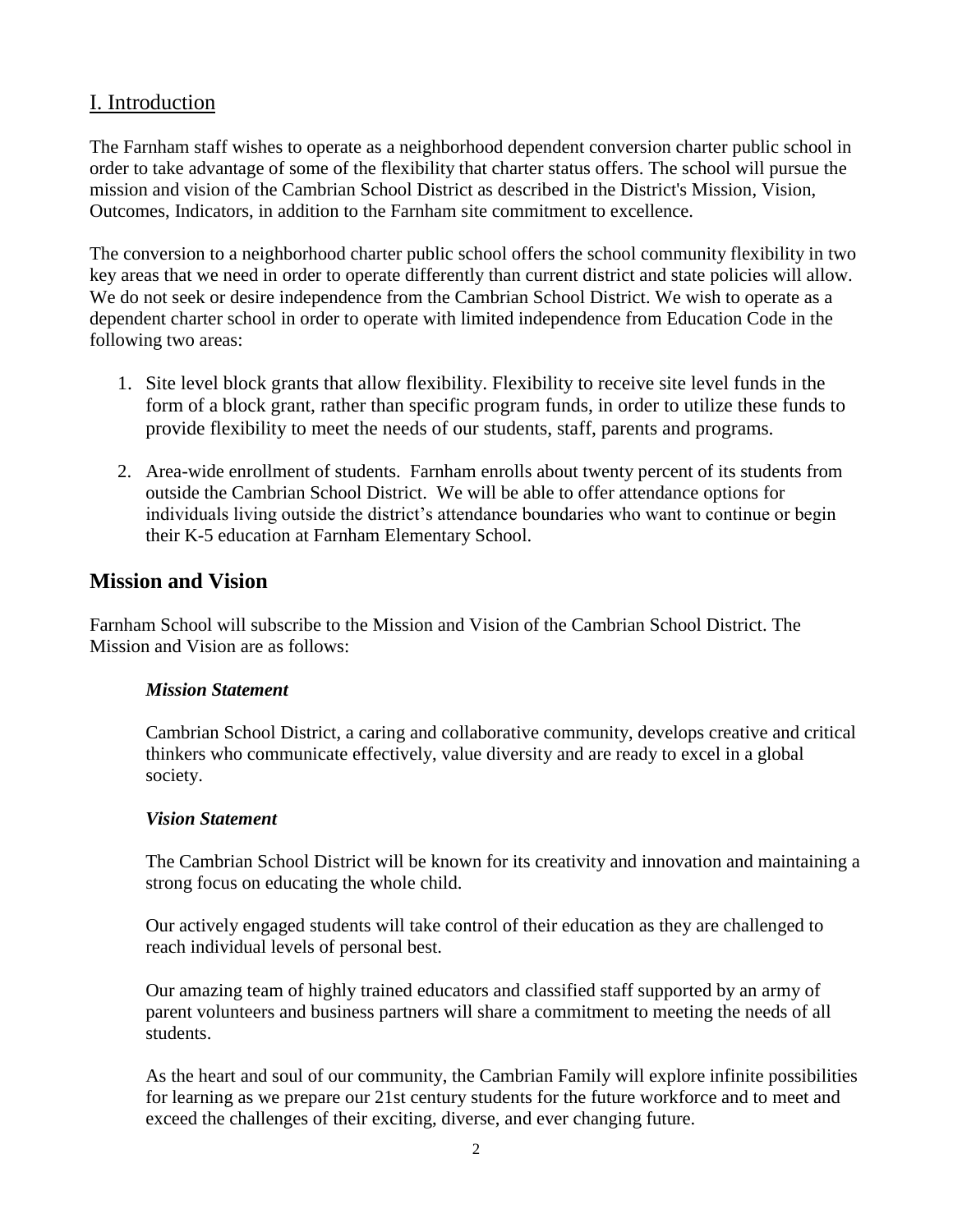## I. Introduction

The Farnham staff wishes to operate as a neighborhood dependent conversion charter public school in order to take advantage of some of the flexibility that charter status offers. The school will pursue the mission and vision of the Cambrian School District as described in the District's Mission, Vision, Outcomes, Indicators, in addition to the Farnham site commitment to excellence.

The conversion to a neighborhood charter public school offers the school community flexibility in two key areas that we need in order to operate differently than current district and state policies will allow. We do not seek or desire independence from the Cambrian School District. We wish to operate as a dependent charter school in order to operate with limited independence from Education Code in the following two areas:

1. Site level block grants that allow flexibility. Flexibility to receive site level funds in the form of a block grant, rather than specific program funds, in order to utilize these funds to provide flexibility to meet the needs of our students, staff, parents and programs.

2. Area-wide enrollment of students. Farnham enrolls about twenty percent of its students from outside the Cambrian School District. We will be able to offer attendance options for individuals living outside the district's attendance boundaries who want to continue or begin their K-5 education at Farnham Elementary School.

## Mission and Vision

Farnham School will subscribe to the Mission and Vision of the Cambrian School District. The Mission and Vision are as follows:

***Mission Statement***

Cambrian School District, a caring and collaborative community, develops creative and critical thinkers who communicate effectively, value diversity and are ready to excel in a global society.

***Vision Statement***

The Cambrian School District will be known for its creativity and innovation and maintaining a strong focus on educating the whole child.

Our actively engaged students will take control of their education as they are challenged to reach individual levels of personal best.

Our amazing team of highly trained educators and classified staff supported by an army of parent volunteers and business partners will share a commitment to meeting the needs of all students.

As the heart and soul of our community, the Cambrian Family will explore infinite possibilities for learning as we prepare our 21st century students for the future workforce and to meet and exceed the challenges of their exciting, diverse, and ever changing future.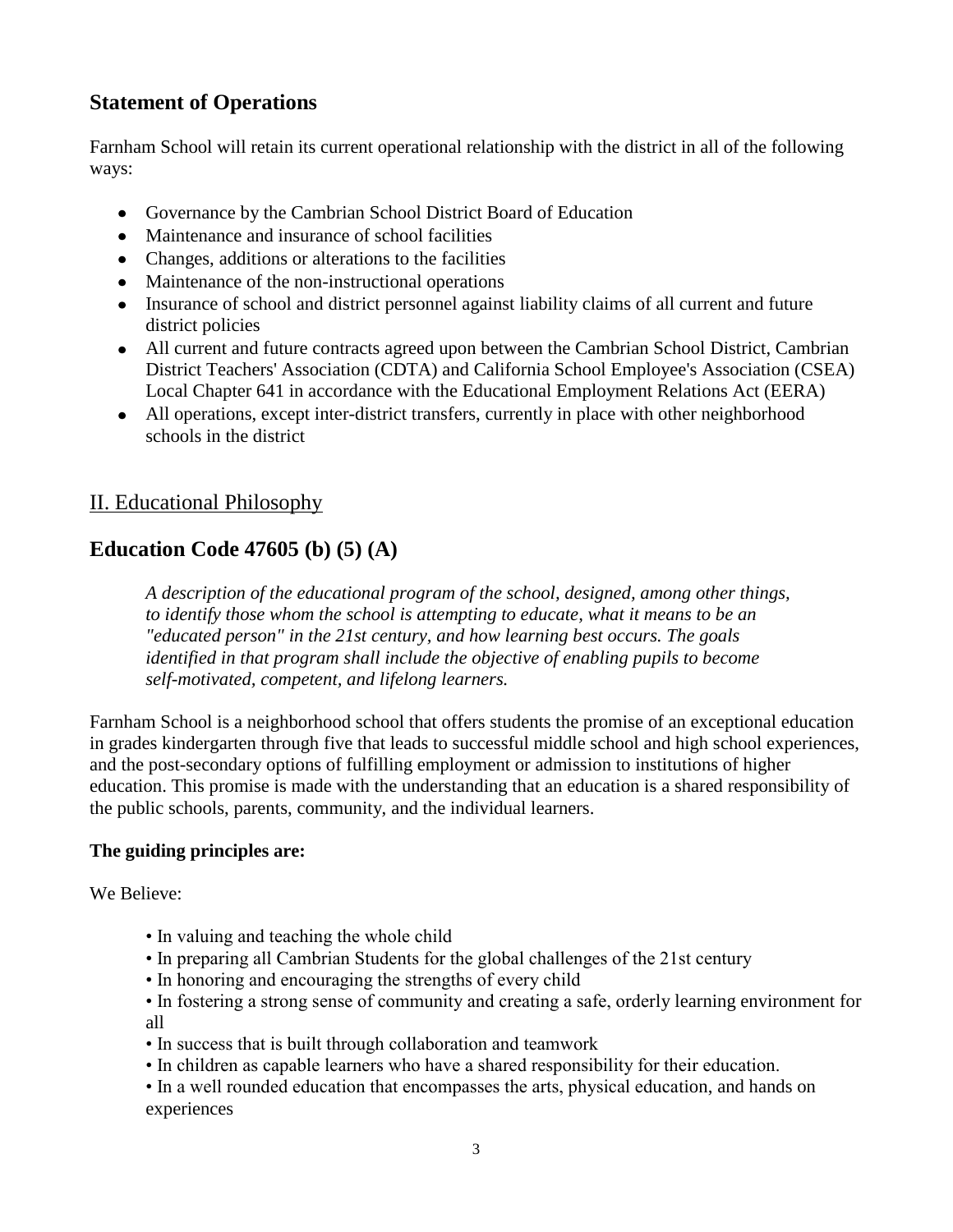## Statement of Operations

Farnham School will retain its current operational relationship with the district in all of the following ways:

- Governance by the Cambrian School District Board of Education
- Maintenance and insurance of school facilities
- Changes, additions or alterations to the facilities
- Maintenance of the non-instructional operations
- Insurance of school and district personnel against liability claims of all current and future district policies
- All current and future contracts agreed upon between the Cambrian School District, Cambrian District Teachers' Association (CDTA) and California School Employee's Association (CSEA) Local Chapter 641 in accordance with the Educational Employment Relations Act (EERA)
- All operations, except inter-district transfers, currently in place with other neighborhood schools in the district

# II. Educational Philosophy

## Education Code 47605 (b) (5) (A)

> *A description of the educational program of the school, designed, among other things, to identify those whom the school is attempting to educate, what it means to be an "educated person" in the 21st century, and how learning best occurs. The goals identified in that program shall include the objective of enabling pupils to become self-motivated, competent, and lifelong learners.*

Farnham School is a neighborhood school that offers students the promise of an exceptional education in grades kindergarten through five that leads to successful middle school and high school experiences, and the post-secondary options of fulfilling employment or admission to institutions of higher education. This promise is made with the understanding that an education is a shared responsibility of the public schools, parents, community, and the individual learners.

**The guiding principles are:**

We Believe:

- In valuing and teaching the whole child
- In preparing all Cambrian Students for the global challenges of the 21st century
- In honoring and encouraging the strengths of every child
- In fostering a strong sense of community and creating a safe, orderly learning environment for all
- In success that is built through collaboration and teamwork
- In children as capable learners who have a shared responsibility for their education.
- In a well rounded education that encompasses the arts, physical education, and hands on experiences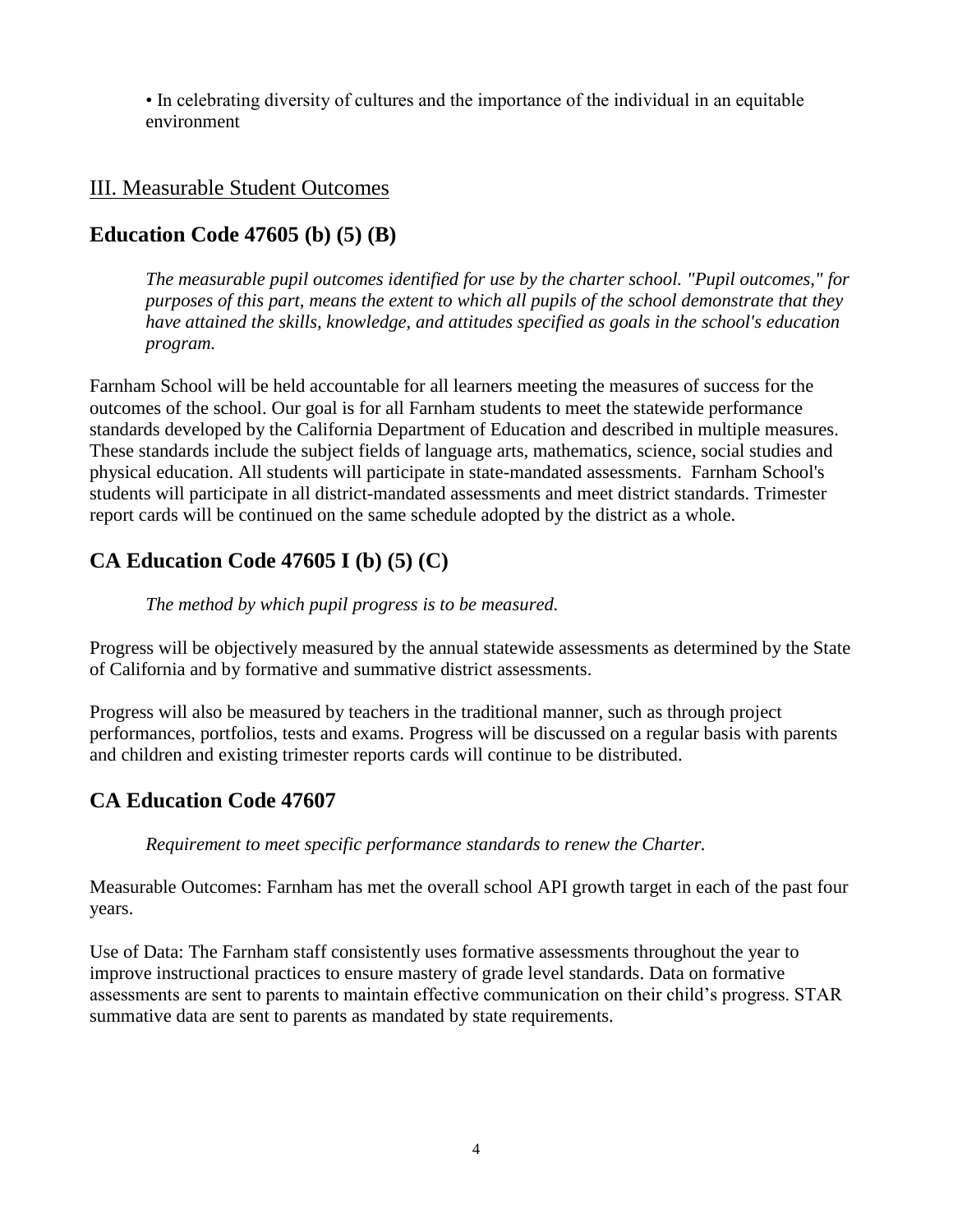• In celebrating diversity of cultures and the importance of the individual in an equitable environment

## III. Measurable Student Outcomes

### Education Code 47605 (b) (5) (B)

*The measurable pupil outcomes identified for use by the charter school. "Pupil outcomes," for purposes of this part, means the extent to which all pupils of the school demonstrate that they have attained the skills, knowledge, and attitudes specified as goals in the school's education program.*

Farnham School will be held accountable for all learners meeting the measures of success for the outcomes of the school. Our goal is for all Farnham students to meet the statewide performance standards developed by the California Department of Education and described in multiple measures. These standards include the subject fields of language arts, mathematics, science, social studies and physical education. All students will participate in state-mandated assessments. Farnham School's students will participate in all district-mandated assessments and meet district standards. Trimester report cards will be continued on the same schedule adopted by the district as a whole.

### CA Education Code 47605 I (b) (5) (C)

*The method by which pupil progress is to be measured.*

Progress will be objectively measured by the annual statewide assessments as determined by the State of California and by formative and summative district assessments.

Progress will also be measured by teachers in the traditional manner, such as through project performances, portfolios, tests and exams. Progress will be discussed on a regular basis with parents and children and existing trimester reports cards will continue to be distributed.

### CA Education Code 47607

*Requirement to meet specific performance standards to renew the Charter.*

Measurable Outcomes: Farnham has met the overall school API growth target in each of the past four years.

Use of Data: The Farnham staff consistently uses formative assessments throughout the year to improve instructional practices to ensure mastery of grade level standards. Data on formative assessments are sent to parents to maintain effective communication on their child's progress. STAR summative data are sent to parents as mandated by state requirements.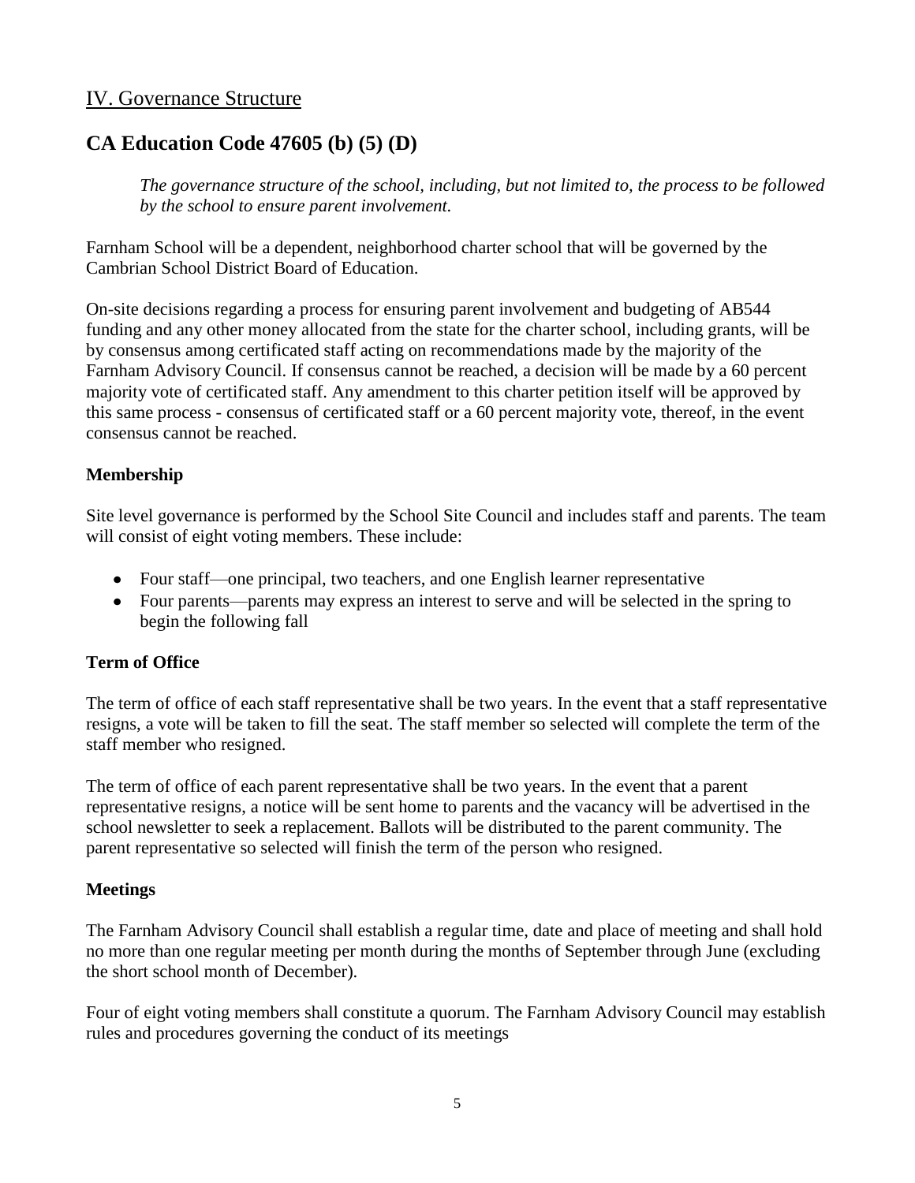## IV. Governance Structure

## CA Education Code 47605 (b) (5) (D)

> *The governance structure of the school, including, but not limited to, the process to be followed by the school to ensure parent involvement.*

Farnham School will be a dependent, neighborhood charter school that will be governed by the Cambrian School District Board of Education.

On-site decisions regarding a process for ensuring parent involvement and budgeting of AB544 funding and any other money allocated from the state for the charter school, including grants, will be by consensus among certificated staff acting on recommendations made by the majority of the Farnham Advisory Council. If consensus cannot be reached, a decision will be made by a 60 percent majority vote of certificated staff. Any amendment to this charter petition itself will be approved by this same process - consensus of certificated staff or a 60 percent majority vote, thereof, in the event consensus cannot be reached.

### Membership

Site level governance is performed by the School Site Council and includes staff and parents. The team will consist of eight voting members. These include:

- Four staff—one principal, two teachers, and one English learner representative
- Four parents—parents may express an interest to serve and will be selected in the spring to begin the following fall

### Term of Office

The term of office of each staff representative shall be two years. In the event that a staff representative resigns, a vote will be taken to fill the seat. The staff member so selected will complete the term of the staff member who resigned.

The term of office of each parent representative shall be two years. In the event that a parent representative resigns, a notice will be sent home to parents and the vacancy will be advertised in the school newsletter to seek a replacement. Ballots will be distributed to the parent community. The parent representative so selected will finish the term of the person who resigned.

### Meetings

The Farnham Advisory Council shall establish a regular time, date and place of meeting and shall hold no more than one regular meeting per month during the months of September through June (excluding the short school month of December).

Four of eight voting members shall constitute a quorum. The Farnham Advisory Council may establish rules and procedures governing the conduct of its meetings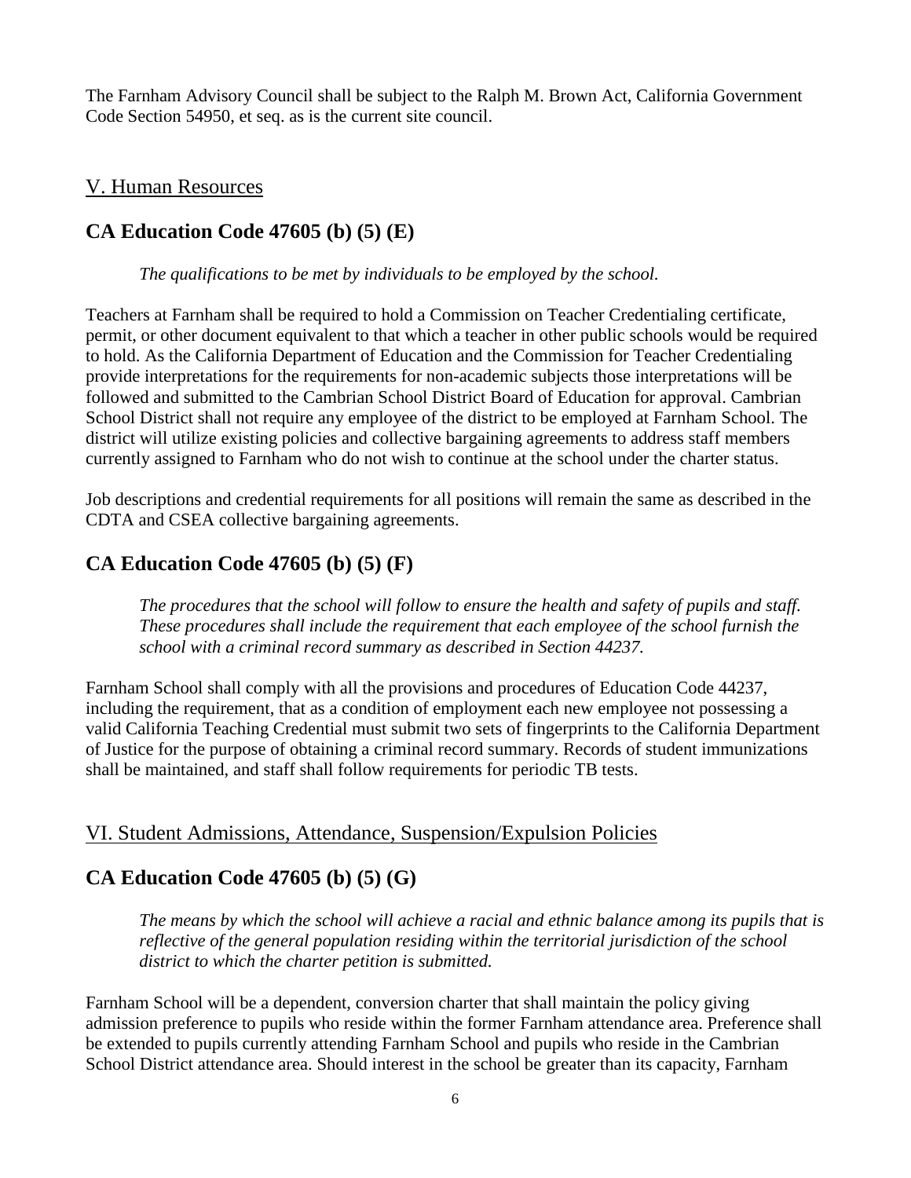The Farnham Advisory Council shall be subject to the Ralph M. Brown Act, California Government Code Section 54950, et seq. as is the current site council.

## V. Human Resources

### CA Education Code 47605 (b) (5) (E)

> *The qualifications to be met by individuals to be employed by the school.*

Teachers at Farnham shall be required to hold a Commission on Teacher Credentialing certificate, permit, or other document equivalent to that which a teacher in other public schools would be required to hold. As the California Department of Education and the Commission for Teacher Credentialing provide interpretations for the requirements for non-academic subjects those interpretations will be followed and submitted to the Cambrian School District Board of Education for approval. Cambrian School District shall not require any employee of the district to be employed at Farnham School. The district will utilize existing policies and collective bargaining agreements to address staff members currently assigned to Farnham who do not wish to continue at the school under the charter status.

Job descriptions and credential requirements for all positions will remain the same as described in the CDTA and CSEA collective bargaining agreements.

### CA Education Code 47605 (b) (5) (F)

> *The procedures that the school will follow to ensure the health and safety of pupils and staff. These procedures shall include the requirement that each employee of the school furnish the school with a criminal record summary as described in Section 44237.*

Farnham School shall comply with all the provisions and procedures of Education Code 44237, including the requirement, that as a condition of employment each new employee not possessing a valid California Teaching Credential must submit two sets of fingerprints to the California Department of Justice for the purpose of obtaining a criminal record summary. Records of student immunizations shall be maintained, and staff shall follow requirements for periodic TB tests.

## VI. Student Admissions, Attendance, Suspension/Expulsion Policies

### CA Education Code 47605 (b) (5) (G)

> *The means by which the school will achieve a racial and ethnic balance among its pupils that is reflective of the general population residing within the territorial jurisdiction of the school district to which the charter petition is submitted.*

Farnham School will be a dependent, conversion charter that shall maintain the policy giving admission preference to pupils who reside within the former Farnham attendance area. Preference shall be extended to pupils currently attending Farnham School and pupils who reside in the Cambrian School District attendance area. Should interest in the school be greater than its capacity, Farnham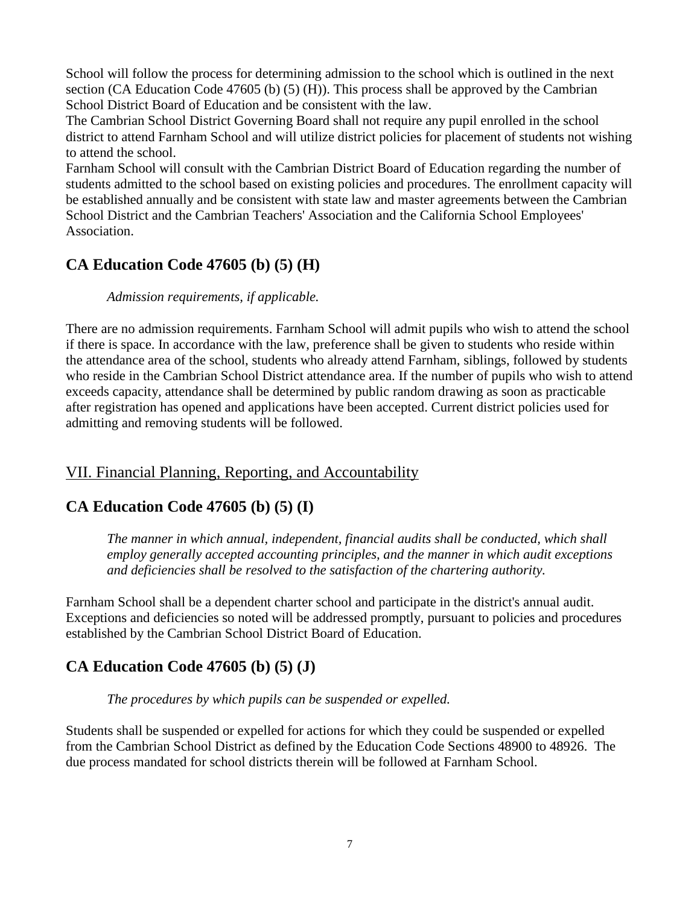School will follow the process for determining admission to the school which is outlined in the next section (CA Education Code 47605 (b) (5) (H)). This process shall be approved by the Cambrian School District Board of Education and be consistent with the law.

The Cambrian School District Governing Board shall not require any pupil enrolled in the school district to attend Farnham School and will utilize district policies for placement of students not wishing to attend the school.

Farnham School will consult with the Cambrian District Board of Education regarding the number of students admitted to the school based on existing policies and procedures. The enrollment capacity will be established annually and be consistent with state law and master agreements between the Cambrian School District and the Cambrian Teachers' Association and the California School Employees' Association.

## CA Education Code 47605 (b) (5) (H)

*Admission requirements, if applicable.*

There are no admission requirements. Farnham School will admit pupils who wish to attend the school if there is space. In accordance with the law, preference shall be given to students who reside within the attendance area of the school, students who already attend Farnham, siblings, followed by students who reside in the Cambrian School District attendance area. If the number of pupils who wish to attend exceeds capacity, attendance shall be determined by public random drawing as soon as practicable after registration has opened and applications have been accepted. Current district policies used for admitting and removing students will be followed.

# VII. Financial Planning, Reporting, and Accountability

## CA Education Code 47605 (b) (5) (I)

*The manner in which annual, independent, financial audits shall be conducted, which shall employ generally accepted accounting principles, and the manner in which audit exceptions and deficiencies shall be resolved to the satisfaction of the chartering authority.*

Farnham School shall be a dependent charter school and participate in the district's annual audit. Exceptions and deficiencies so noted will be addressed promptly, pursuant to policies and procedures established by the Cambrian School District Board of Education.

## CA Education Code 47605 (b) (5) (J)

*The procedures by which pupils can be suspended or expelled.*

Students shall be suspended or expelled for actions for which they could be suspended or expelled from the Cambrian School District as defined by the Education Code Sections 48900 to 48926. The due process mandated for school districts therein will be followed at Farnham School.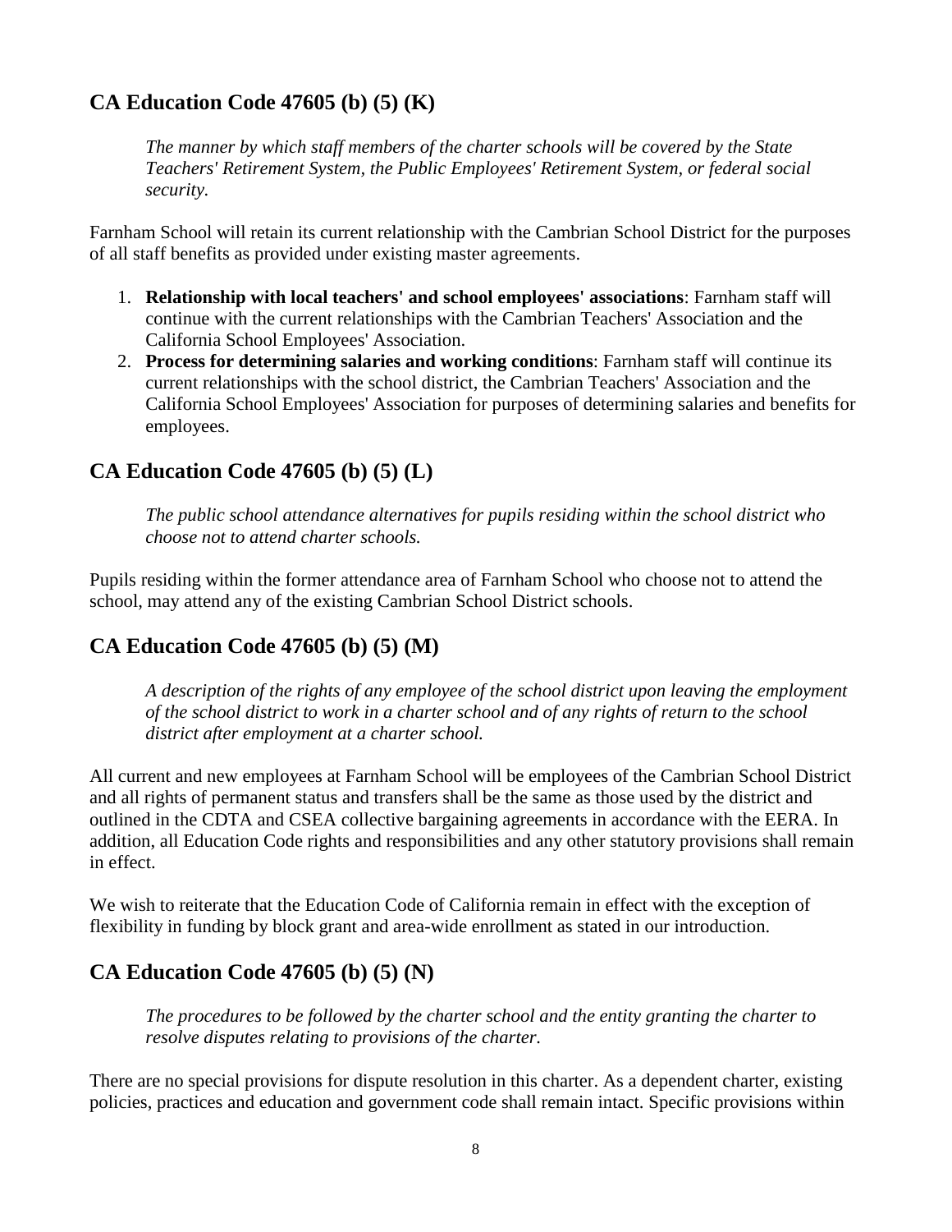## CA Education Code 47605 (b) (5) (K)

*The manner by which staff members of the charter schools will be covered by the State Teachers' Retirement System, the Public Employees' Retirement System, or federal social security.*

Farnham School will retain its current relationship with the Cambrian School District for the purposes of all staff benefits as provided under existing master agreements.

1. **Relationship with local teachers' and school employees' associations**: Farnham staff will continue with the current relationships with the Cambrian Teachers' Association and the California School Employees' Association.
2. **Process for determining salaries and working conditions**: Farnham staff will continue its current relationships with the school district, the Cambrian Teachers' Association and the California School Employees' Association for purposes of determining salaries and benefits for employees.

## CA Education Code 47605 (b) (5) (L)

*The public school attendance alternatives for pupils residing within the school district who choose not to attend charter schools.*

Pupils residing within the former attendance area of Farnham School who choose not to attend the school, may attend any of the existing Cambrian School District schools.

## CA Education Code 47605 (b) (5) (M)

*A description of the rights of any employee of the school district upon leaving the employment of the school district to work in a charter school and of any rights of return to the school district after employment at a charter school.*

All current and new employees at Farnham School will be employees of the Cambrian School District and all rights of permanent status and transfers shall be the same as those used by the district and outlined in the CDTA and CSEA collective bargaining agreements in accordance with the EERA. In addition, all Education Code rights and responsibilities and any other statutory provisions shall remain in effect.

We wish to reiterate that the Education Code of California remain in effect with the exception of flexibility in funding by block grant and area-wide enrollment as stated in our introduction.

## CA Education Code 47605 (b) (5) (N)

*The procedures to be followed by the charter school and the entity granting the charter to resolve disputes relating to provisions of the charter.*

There are no special provisions for dispute resolution in this charter. As a dependent charter, existing policies, practices and education and government code shall remain intact. Specific provisions within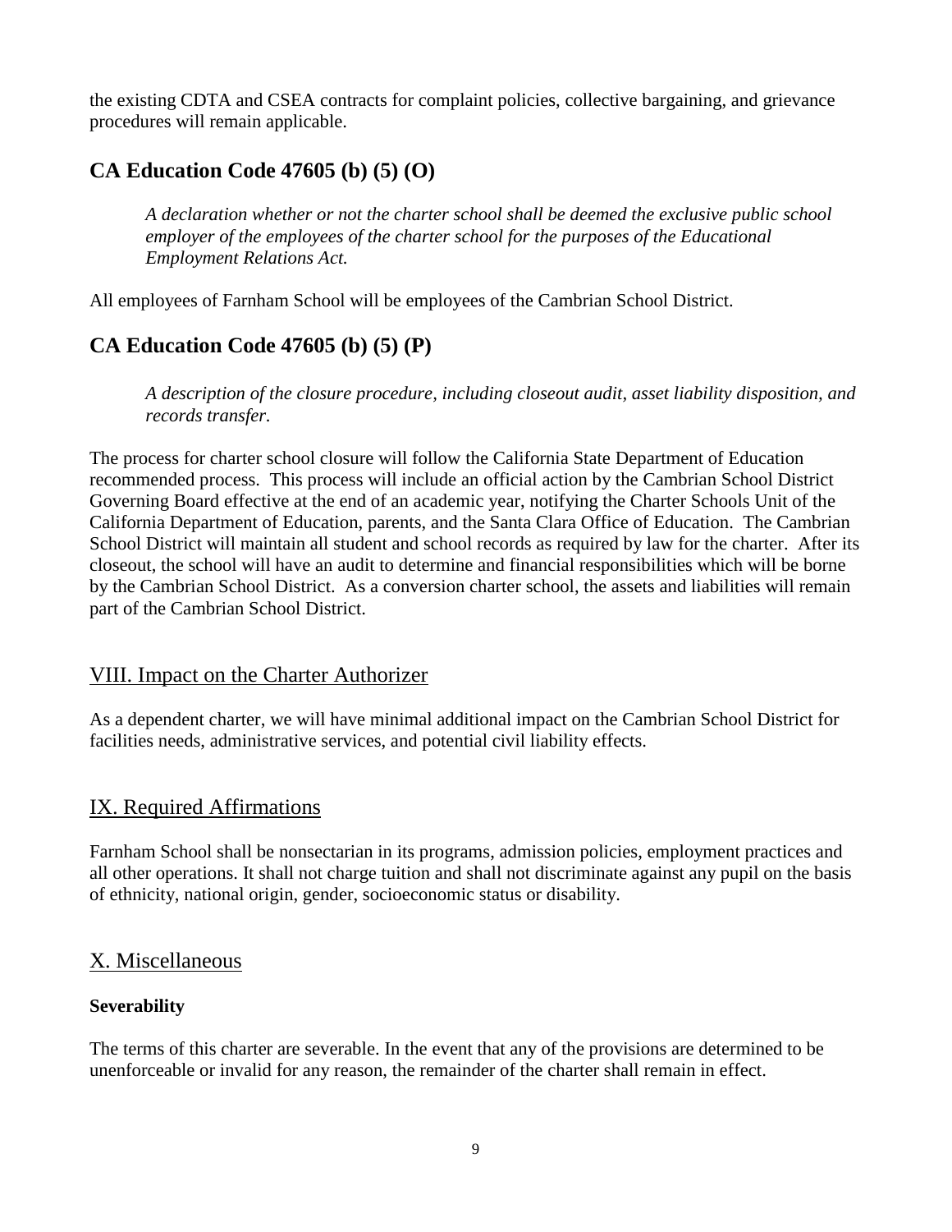the existing CDTA and CSEA contracts for complaint policies, collective bargaining, and grievance procedures will remain applicable.

## CA Education Code 47605 (b) (5) (O)

> *A declaration whether or not the charter school shall be deemed the exclusive public school employer of the employees of the charter school for the purposes of the Educational Employment Relations Act.*

All employees of Farnham School will be employees of the Cambrian School District.

## CA Education Code 47605 (b) (5) (P)

> *A description of the closure procedure, including closeout audit, asset liability disposition, and records transfer.*

The process for charter school closure will follow the California State Department of Education recommended process. This process will include an official action by the Cambrian School District Governing Board effective at the end of an academic year, notifying the Charter Schools Unit of the California Department of Education, parents, and the Santa Clara Office of Education. The Cambrian School District will maintain all student and school records as required by law for the charter. After its closeout, the school will have an audit to determine and financial responsibilities which will be borne by the Cambrian School District. As a conversion charter school, the assets and liabilities will remain part of the Cambrian School District.

## VIII. Impact on the Charter Authorizer

As a dependent charter, we will have minimal additional impact on the Cambrian School District for facilities needs, administrative services, and potential civil liability effects.

## IX. Required Affirmations

Farnham School shall be nonsectarian in its programs, admission policies, employment practices and all other operations. It shall not charge tuition and shall not discriminate against any pupil on the basis of ethnicity, national origin, gender, socioeconomic status or disability.

## X. Miscellaneous

**Severability**

The terms of this charter are severable. In the event that any of the provisions are determined to be unenforceable or invalid for any reason, the remainder of the charter shall remain in effect.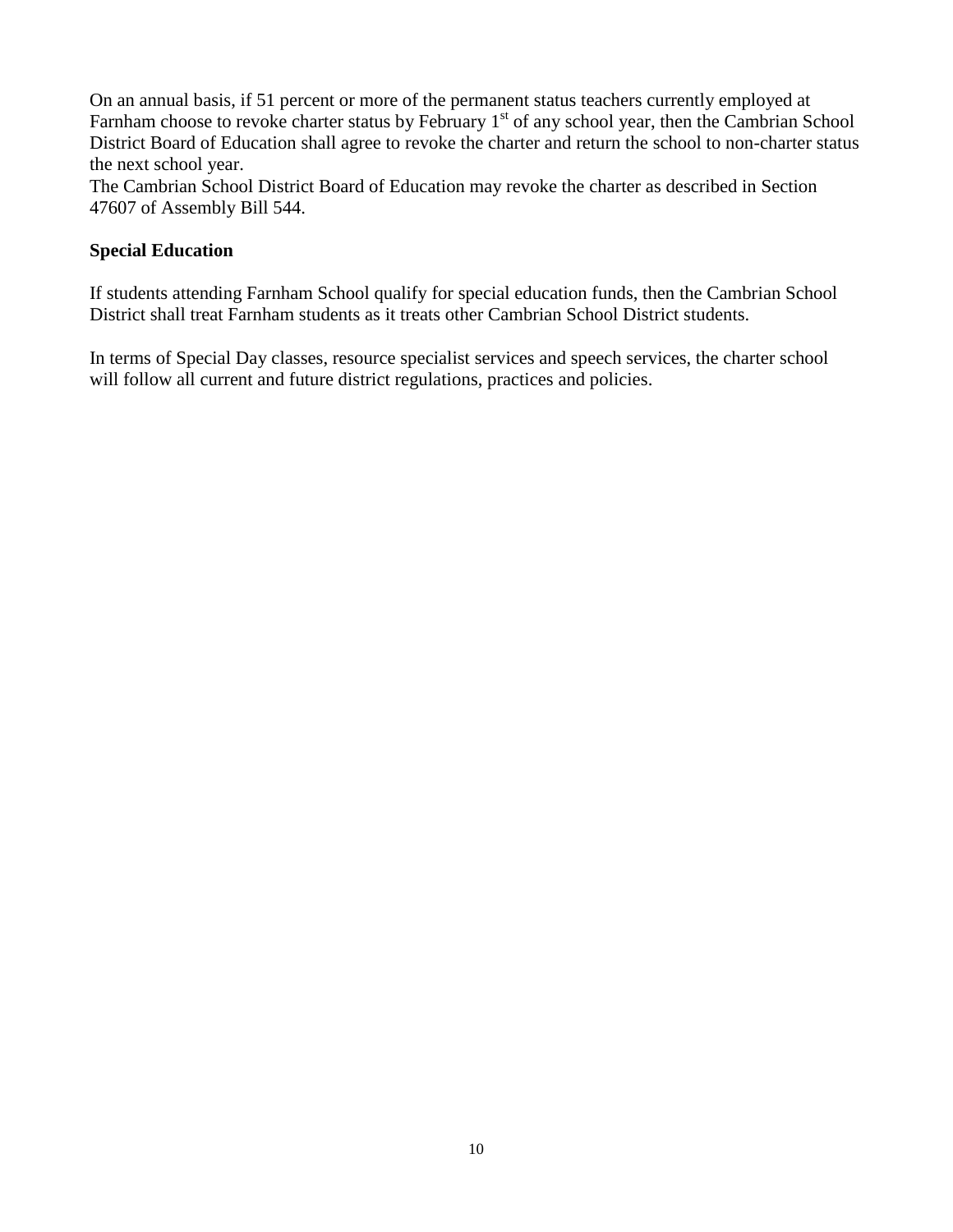On an annual basis, if 51 percent or more of the permanent status teachers currently employed at Farnham choose to revoke charter status by February 1st of any school year, then the Cambrian School District Board of Education shall agree to revoke the charter and return the school to non-charter status the next school year.

The Cambrian School District Board of Education may revoke the charter as described in Section 47607 of Assembly Bill 544.

**Special Education**

If students attending Farnham School qualify for special education funds, then the Cambrian School District shall treat Farnham students as it treats other Cambrian School District students.

In terms of Special Day classes, resource specialist services and speech services, the charter school will follow all current and future district regulations, practices and policies.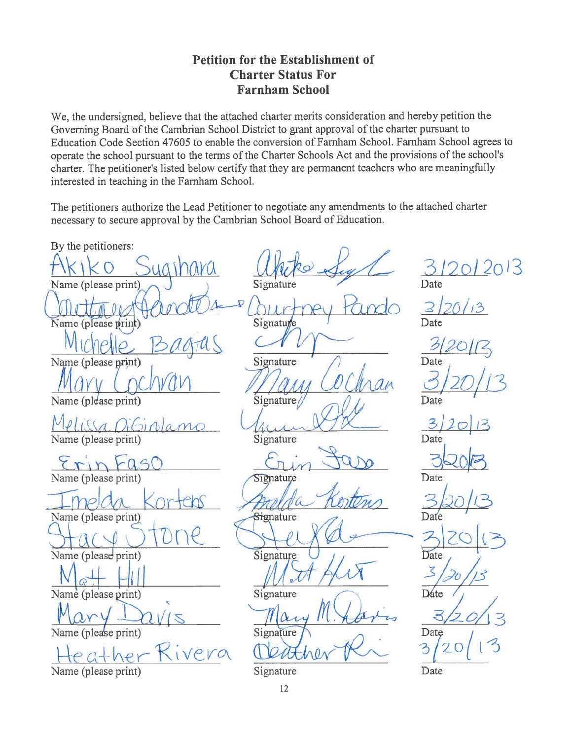## Petition for the Establishment of Charter Status For Farnham School

We, the undersigned, believe that the attached charter merits consideration and hereby petition the Governing Board of the Cambrian School District to grant approval of the charter pursuant to Education Code Section 47605 to enable the conversion of Farnham School. Farnham School agrees to operate the school pursuant to the terms of the Charter Schools Act and the provisions of the school's charter. The petitioner's listed below certify that they are permanent teachers who are meaningfully interested in teaching in the Farnham School.

The petitioners authorize the Lead Petitioner to negotiate any amendments to the attached charter necessary to secure approval by the Cambrian School Board of Education.

By the petitioners:

| Name (please print) | Signature | Date |
|---|---|---|
| Akiko Sugihara | Akiko Sug | 3/20/2013 |
| Courtney Pando | Courtney Pando | 3/20/13 |
| Michelle Bagtas | | 3/20/13 |
| Mary Cochran | Mary Cochran | 3/20/13 |
| Melissa DiGirolamo | | 3/20/13 |
| Erin Faso | Erin Faso | 3/20/13 |
| Imelda Kortens | Imelda Kortens | 3/20/13 |
| Stacy Stone | | 3/20/13 |
| Matt Hill | Matt Hill | 3/20/13 |
| Mary Davis | Mary M. Davis | 3/20/13 |
| Heather Rivera | Heather Ri | 3/20/13 |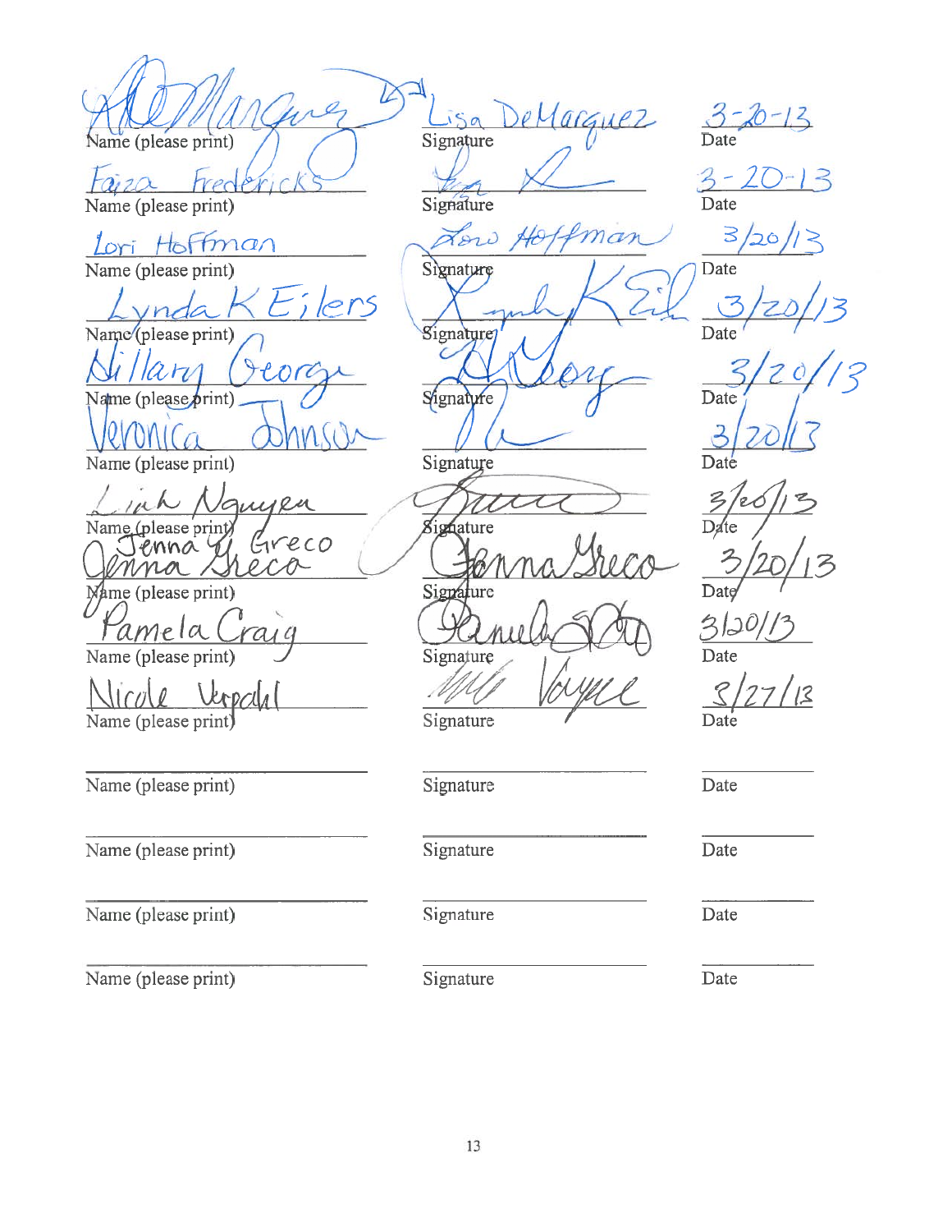| Name (please print) | Signature | Date |
|---|---|---|
| Ale Marquez | Lisa DeMarquez | 3-20-13 |
| Faiza Fredericks | | 3-20-13 |
| Lori Hoffman | Lori Hoffman | 3/20/13 |
| Lynda K Eilers | Lynda K Eil | 3/20/13 |
| Hillary George | H George | 3/20/13 |
| Veronica Johnson | | 3/20/13 |
| Linh Nguyen | | 3/20/13 |
| Jenna Greco / Jenna G Greco | Jenna Greco | 3/20/13 |
| Pamela Craig | Pamela Craig | 3/20/13 |
| Nicole Verpahl | Nicole Voyce | 3/27/13 |
| | | |
| | | |
| | | |
| | | |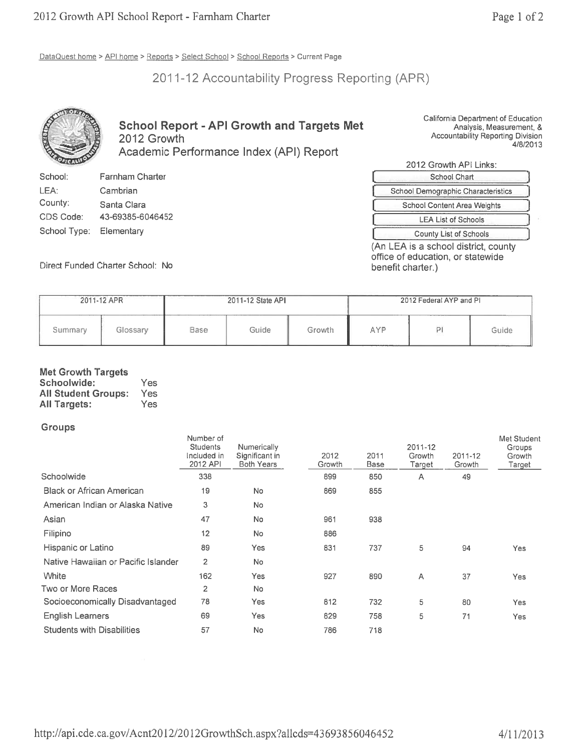DataQuest home > API home > Reports > Select School > School Reports > Current Page

# 2011-12 Accountability Progress Reporting (APR)

## School Report - API Growth and Targets Met
2012 Growth
Academic Performance Index (API) Report

California Department of Education
Analysis, Measurement, & Accountability Reporting Division
4/8/2013

| | |
|---|---|
| School: | Farnham Charter |
| LEA: | Cambrian |
| County: | Santa Clara |
| CDS Code: | 43-69385-6046452 |
| School Type: | Elementary |

Direct Funded Charter School: No

2012 Growth API Links:
- School Chart
- School Demographic Characteristics
- School Content Area Weights
- LEA List of Schools
- County List of Schools

(An LEA is a school district, county office of education, or statewide benefit charter.)

| 2011-12 APR | | 2011-12 State API | | | 2012 Federal AYP and PI | | |
|---|---|---|---|---|---|---|---|
| Summary | Glossary | Base | Guide | Growth | AYP | PI | Guide |

**Met Growth Targets**
**Schoolwide:** Yes
**All Student Groups:** Yes
**All Targets:** Yes

### Groups

| | Number of Students Included in 2012 API | Numerically Significant in Both Years | 2012 Growth | 2011 Base | 2011-12 Growth Target | 2011-12 Growth | Met Student Groups Growth Target |
|---|---|---|---|---|---|---|---|
| Schoolwide | 338 | | 899 | 850 | A | 49 | |
| Black or African American | 19 | No | 869 | 855 | | | |
| American Indian or Alaska Native | 3 | No | | | | | |
| Asian | 47 | No | 961 | 938 | | | |
| Filipino | 12 | No | 886 | | | | |
| Hispanic or Latino | 89 | Yes | 831 | 737 | 5 | 94 | Yes |
| Native Hawaiian or Pacific Islander | 2 | No | | | | | |
| White | 162 | Yes | 927 | 890 | A | 37 | Yes |
| Two or More Races | 2 | No | | | | | |
| Socioeconomically Disadvantaged | 78 | Yes | 812 | 732 | 5 | 80 | Yes |
| English Learners | 69 | Yes | 829 | 758 | 5 | 71 | Yes |
| Students with Disabilities | 57 | No | 786 | 718 | | | |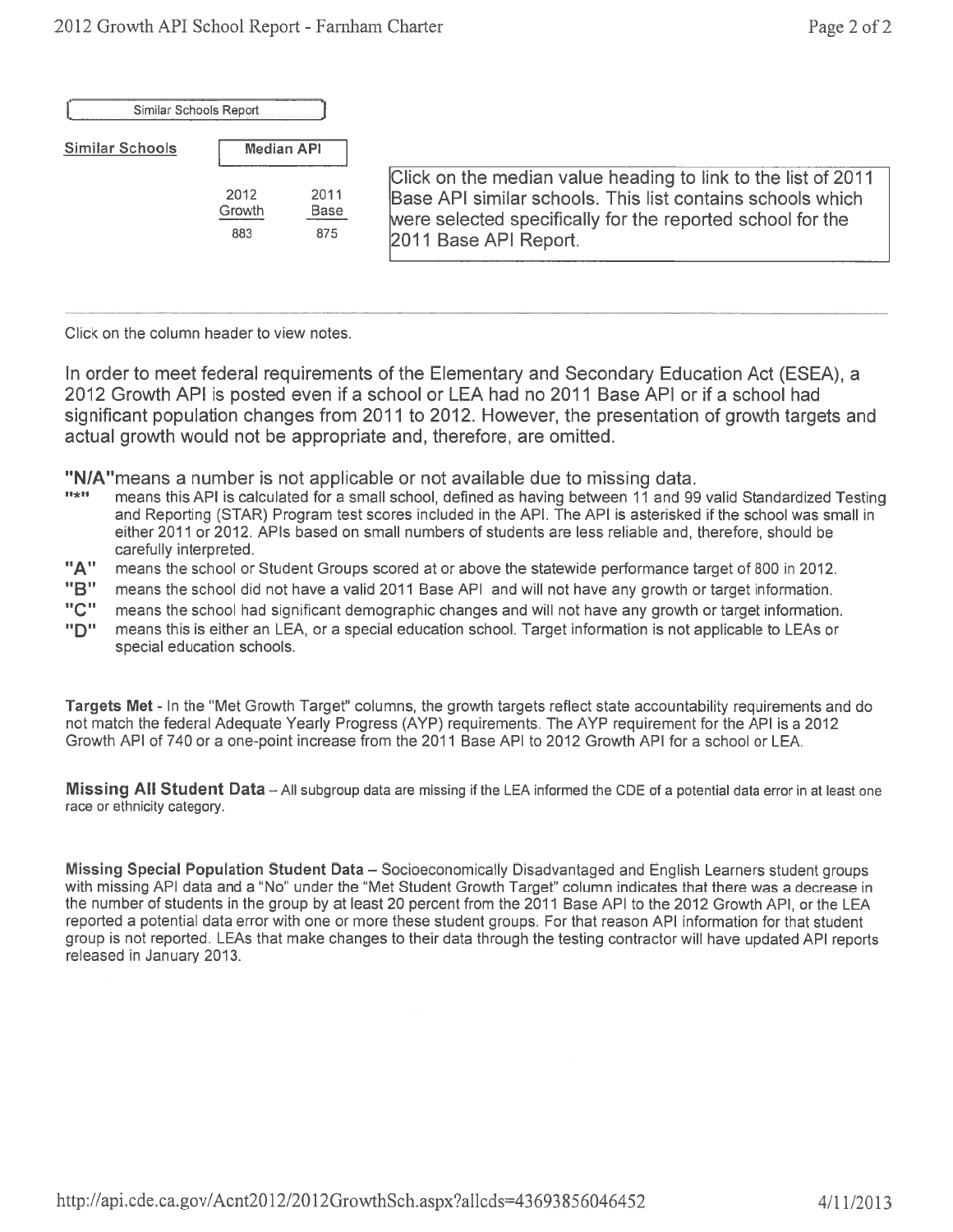Similar Schools Report

| Similar Schools | Median API | |
|---|---|---|
| | 2012 Growth | 2011 Base |
| | 883 | 875 |

Click on the median value heading to link to the list of 2011 Base API similar schools. This list contains schools which were selected specifically for the reported school for the 2011 Base API Report.

Click on the column header to view notes.

In order to meet federal requirements of the Elementary and Secondary Education Act (ESEA), a 2012 Growth API is posted even if a school or LEA had no 2011 Base API or if a school had significant population changes from 2011 to 2012. However, the presentation of growth targets and actual growth would not be appropriate and, therefore, are omitted.

**"N/A"** means a number is not applicable or not available due to missing data.

- **"*"** means this API is calculated for a small school, defined as having between 11 and 99 valid Standardized Testing and Reporting (STAR) Program test scores included in the API. The API is asterisked if the school was small in either 2011 or 2012. APIs based on small numbers of students are less reliable and, therefore, should be carefully interpreted.
- **"A"** means the school or Student Groups scored at or above the statewide performance target of 800 in 2012.
- **"B"** means the school did not have a valid 2011 Base API and will not have any growth or target information.
- **"C"** means the school had significant demographic changes and will not have any growth or target information.
- **"D"** means this is either an LEA, or a special education school. Target information is not applicable to LEAs or special education schools.

**Targets Met** - In the "Met Growth Target" columns, the growth targets reflect state accountability requirements and do not match the federal Adequate Yearly Progress (AYP) requirements. The AYP requirement for the API is a 2012 Growth API of 740 or a one-point increase from the 2011 Base API to 2012 Growth API for a school or LEA.

**Missing All Student Data** – All subgroup data are missing if the LEA informed the CDE of a potential data error in at least one race or ethnicity category.

**Missing Special Population Student Data** – Socioeconomically Disadvantaged and English Learners student groups with missing API data and a "No" under the "Met Student Growth Target" column indicates that there was a decrease in the number of students in the group by at least 20 percent from the 2011 Base API to the 2012 Growth API, or the LEA reported a potential data error with one or more these student groups. For that reason API information for that student group is not reported. LEAs that make changes to their data through the testing contractor will have updated API reports released in January 2013.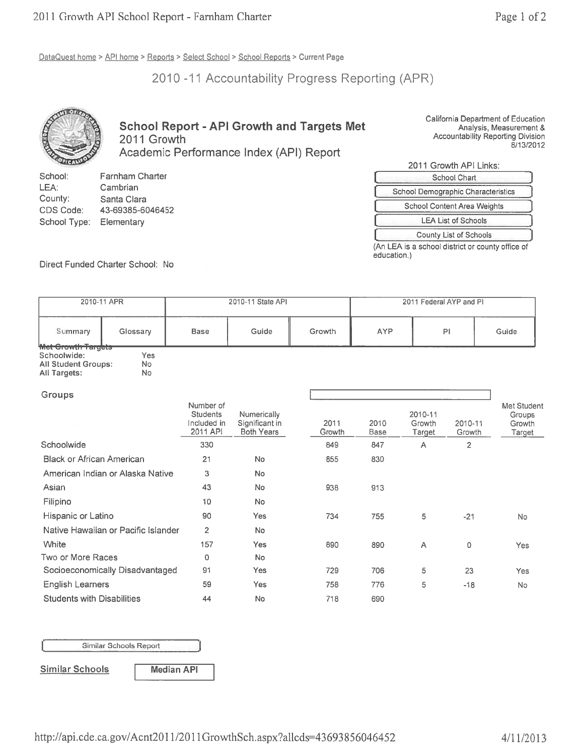DataQuest home > API home > Reports > Select School > School Reports > Current Page

## 2010 -11 Accountability Progress Reporting (APR)

California Department of Education
Analysis, Measurement &
Accountability Reporting Division
8/13/2012

### School Report - API Growth and Targets Met
2011 Growth
Academic Performance Index (API) Report

School: Farnham Charter
LEA: Cambrian
County: Santa Clara
CDS Code: 43-69385-6046452
School Type: Elementary

2011 Growth API Links:

- School Chart
- School Demographic Characteristics
- School Content Area Weights
- LEA List of Schools
- County List of Schools

(An LEA is a school district or county office of education.)

Direct Funded Charter School: No

| 2010-11 APR | | 2010-11 State API | | | 2011 Federal AYP and PI | | |
|---|---|---|---|---|---|---|---|
| Summary | Glossary | Base | Guide | Growth | AYP | PI | Guide |

Met Growth Targets
Schoolwide: Yes
All Student Groups: No
All Targets: No

**Groups**

| | Number of Students Included in 2011 API | Numerically Significant in Both Years | 2011 Growth | 2010 Base | 2010-11 Growth Target | 2010-11 Growth | Met Student Groups Growth Target |
|---|---|---|---|---|---|---|---|
| Schoolwide | 330 | | 849 | 847 | A | 2 | |
| Black or African American | 21 | No | 855 | 830 | | | |
| American Indian or Alaska Native | 3 | No | | | | | |
| Asian | 43 | No | 938 | 913 | | | |
| Filipino | 10 | No | | | | | |
| Hispanic or Latino | 90 | Yes | 734 | 755 | 5 | -21 | No |
| Native Hawaiian or Pacific Islander | 2 | No | | | | | |
| White | 157 | Yes | 890 | 890 | A | 0 | Yes |
| Two or More Races | 0 | No | | | | | |
| Socioeconomically Disadvantaged | 91 | Yes | 729 | 706 | 5 | 23 | Yes |
| English Learners | 59 | Yes | 758 | 776 | 5 | -18 | No |
| Students with Disabilities | 44 | No | 718 | 690 | | | |

Similar Schools Report

**Similar Schools** | **Median API**

http://api.cde.ca.gov/Acnt2011/2011GrowthSch.aspx?allcds=43693856046452 4/11/2013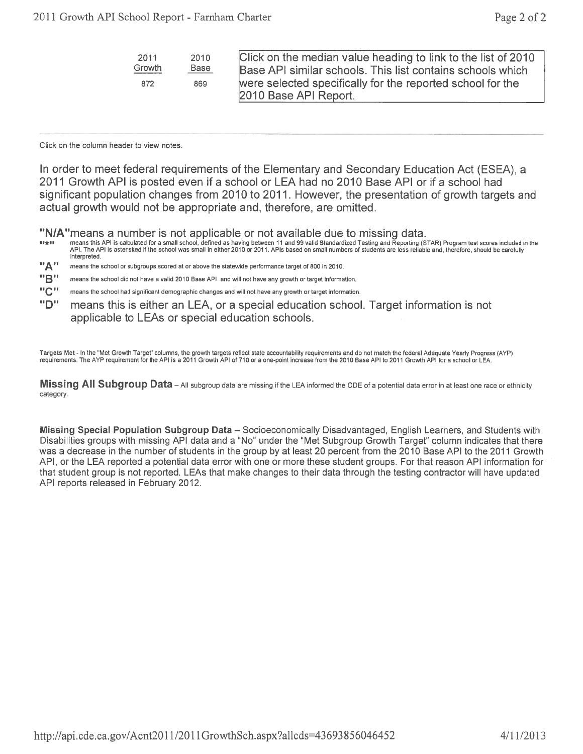| 2011 Growth | 2010 Base |
|---|---|
| 872 | 869 |

Click on the median value heading to link to the list of 2010 Base API similar schools. This list contains schools which were selected specifically for the reported school for the 2010 Base API Report.

Click on the column header to view notes.

In order to meet federal requirements of the Elementary and Secondary Education Act (ESEA), a 2011 Growth API is posted even if a school or LEA had no 2010 Base API or if a school had significant population changes from 2010 to 2011. However, the presentation of growth targets and actual growth would not be appropriate and, therefore, are omitted.

**"N/A"** means a number is not applicable or not available due to missing data.

**"*"** means this API is calculated for a small school, defined as having between 11 and 99 valid Standardized Testing and Reporting (STAR) Program test scores included in the API. The API is astersked if the school was small in either 2010 or 2011. APIs based on small numbers of students are less reliable and, therefore, should be carefully interpreted.

**"A"** means the school or subgroups scored at or above the statewide performance target of 800 in 2010.

**"B"** means the school did not have a valid 2010 Base API and will not have any growth or target information.

**"C"** means the school had significant demographic changes and will not have any growth or target information.

**"D"** means this is either an LEA, or a special education school. Target information is not applicable to LEAs or special education schools.

**Targets Met** - In the "Met Growth Target" columns, the growth targets reflect state accountability requirements and do not match the federal Adequate Yearly Progress (AYP) requirements. The AYP requirement for the API is a 2011 Growth API of 710 or a one-point increase from the 2010 Base API to 2011 Growth API for a school or LEA.

**Missing All Subgroup Data** – All subgroup data are missing if the LEA informed the CDE of a potential data error in at least one race or ethnicity category.

**Missing Special Population Subgroup Data** – Socioeconomically Disadvantaged, English Learners, and Students with Disabilities groups with missing API data and a "No" under the "Met Subgroup Growth Target" column indicates that there was a decrease in the number of students in the group by at least 20 percent from the 2010 Base API to the 2011 Growth API, or the LEA reported a potential data error with one or more these student groups. For that reason API information for that student group is not reported. LEAs that make changes to their data through the testing contractor will have updated API reports released in February 2012.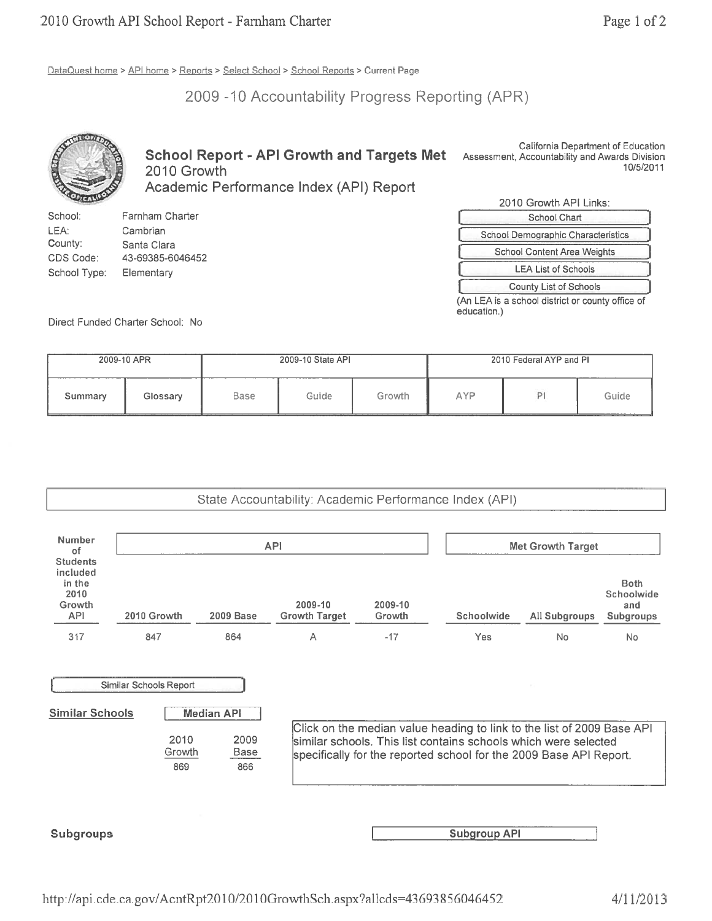DataQuest home > API home > Reports > Select School > School Reports > Current Page

# 2009 -10 Accountability Progress Reporting (APR)

## School Report - API Growth and Targets Met
2010 Growth
Academic Performance Index (API) Report

California Department of Education
Assessment, Accountability and Awards Division
10/5/2011

| | |
|---|---|
| School: | Farnham Charter |
| LEA: | Cambrian |
| County: | Santa Clara |
| CDS Code: | 43-69385-6046452 |
| School Type: | Elementary |

2010 Growth API Links:

- School Chart
- School Demographic Characteristics
- School Content Area Weights
- LEA List of Schools
- County List of Schools

(An LEA is a school district or county office of education.)

Direct Funded Charter School: No

| 2009-10 APR | | 2009-10 State API | | | 2010 Federal AYP and PI | | |
|---|---|---|---|---|---|---|---|
| Summary | Glossary | Base | Guide | Growth | AYP | PI | Guide |

### State Accountability: Academic Performance Index (API)

| Number of Students included in the 2010 Growth API | API | | | | Met Growth Target | | |
|---|---|---|---|---|---|---|---|
| | 2010 Growth | 2009 Base | 2009-10 Growth Target | 2009-10 Growth | Schoolwide | All Subgroups | Both Schoolwide and Subgroups |
| 317 | 847 | 864 | A | -17 | Yes | No | No |

Similar Schools Report

**Similar Schools**

| Median API | |
|---|---|
| 2010 Growth | 2009 Base |
| 869 | 866 |

Click on the median value heading to link to the list of 2009 Base API similar schools. This list contains schools which were selected specifically for the reported school for the 2009 Base API Report.

**Subgroups** | **Subgroup API**

http://api.cde.ca.gov/AcntRpt2010/2010GrowthSch.aspx?allcds=43693856046452 4/11/2013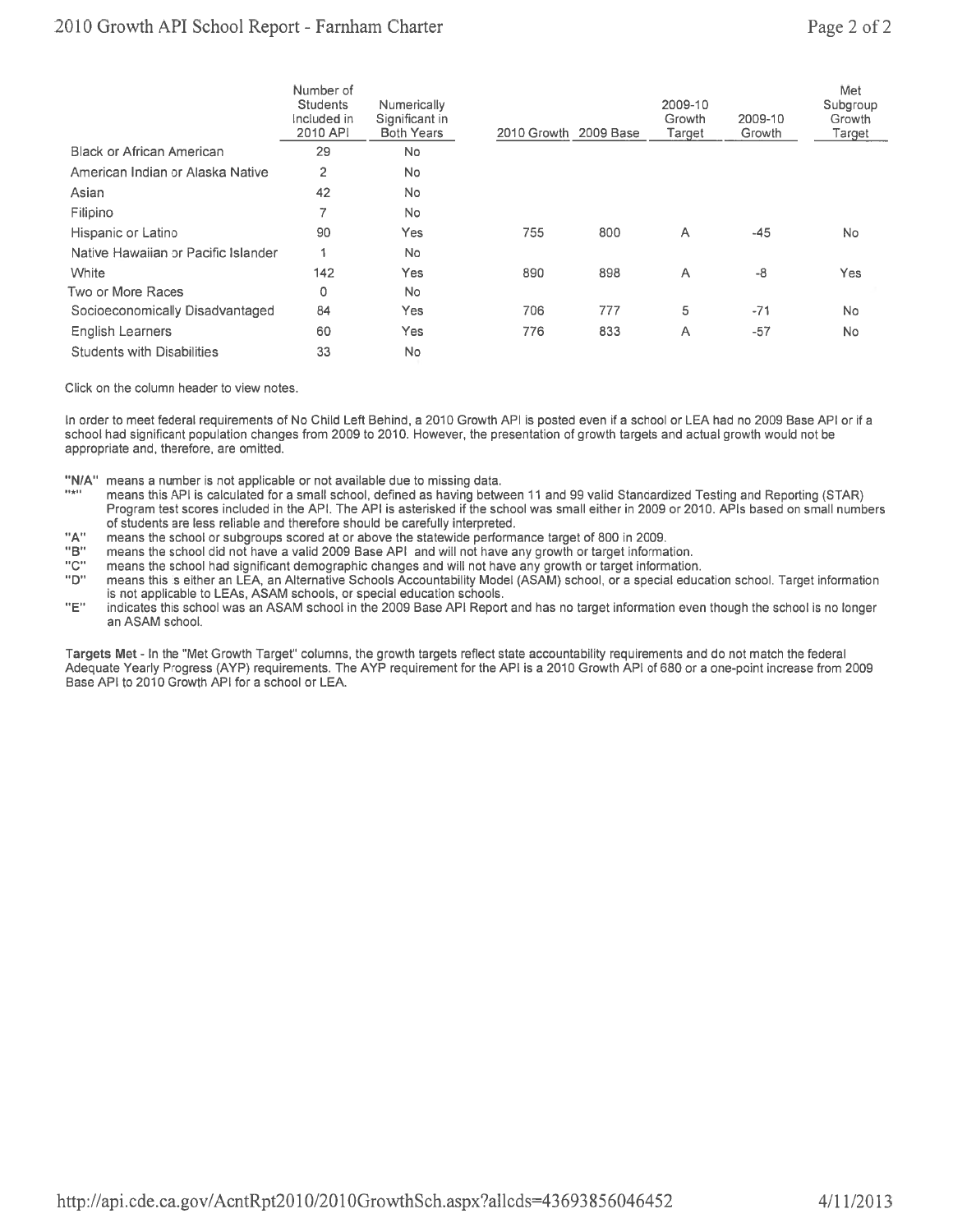| | Number of Students Included in 2010 API | Numerically Significant in Both Years | 2010 Growth | 2009 Base | 2009-10 Growth Target | 2009-10 Growth | Met Subgroup Growth Target |
|---|---|---|---|---|---|---|---|
| Black or African American | 29 | No | | | | | |
| American Indian or Alaska Native | 2 | No | | | | | |
| Asian | 42 | No | | | | | |
| Filipino | 7 | No | | | | | |
| Hispanic or Latino | 90 | Yes | 755 | 800 | A | -45 | No |
| Native Hawaiian or Pacific Islander | 1 | No | | | | | |
| White | 142 | Yes | 890 | 898 | A | -8 | Yes |
| Two or More Races | 0 | No | | | | | |
| Socioeconomically Disadvantaged | 84 | Yes | 706 | 777 | 5 | -71 | No |
| English Learners | 60 | Yes | 776 | 833 | A | -57 | No |
| Students with Disabilities | 33 | No | | | | | |

Click on the column header to view notes.

In order to meet federal requirements of No Child Left Behind, a 2010 Growth API is posted even if a school or LEA had no 2009 Base API or if a school had significant population changes from 2009 to 2010. However, the presentation of growth targets and actual growth would not be appropriate and, therefore, are omitted.

"N/A" means a number is not applicable or not available due to missing data.

"*" means this API is calculated for a small school, defined as having between 11 and 99 valid Standardized Testing and Reporting (STAR) Program test scores included in the API. The API is asterisked if the school was small either in 2009 or 2010. APIs based on small numbers of students are less reliable and therefore should be carefully interpreted.

"A" means the school or subgroups scored at or above the statewide performance target of 800 in 2009.

"B" means the school did not have a valid 2009 Base API and will not have any growth or target information.

"C" means the school had significant demographic changes and will not have any growth or target information.

"D" means this is either an LEA, an Alternative Schools Accountability Model (ASAM) school, or a special education school. Target information is not applicable to LEAs, ASAM schools, or special education schools.

"E" indicates this school was an ASAM school in the 2009 Base API Report and has no target information even though the school is no longer an ASAM school.

**Targets Met** - In the "Met Growth Target" columns, the growth targets reflect state accountability requirements and do not match the federal Adequate Yearly Progress (AYP) requirements. The AYP requirement for the API is a 2010 Growth API of 680 or a one-point increase from 2009 Base API to 2010 Growth API for a school or LEA.